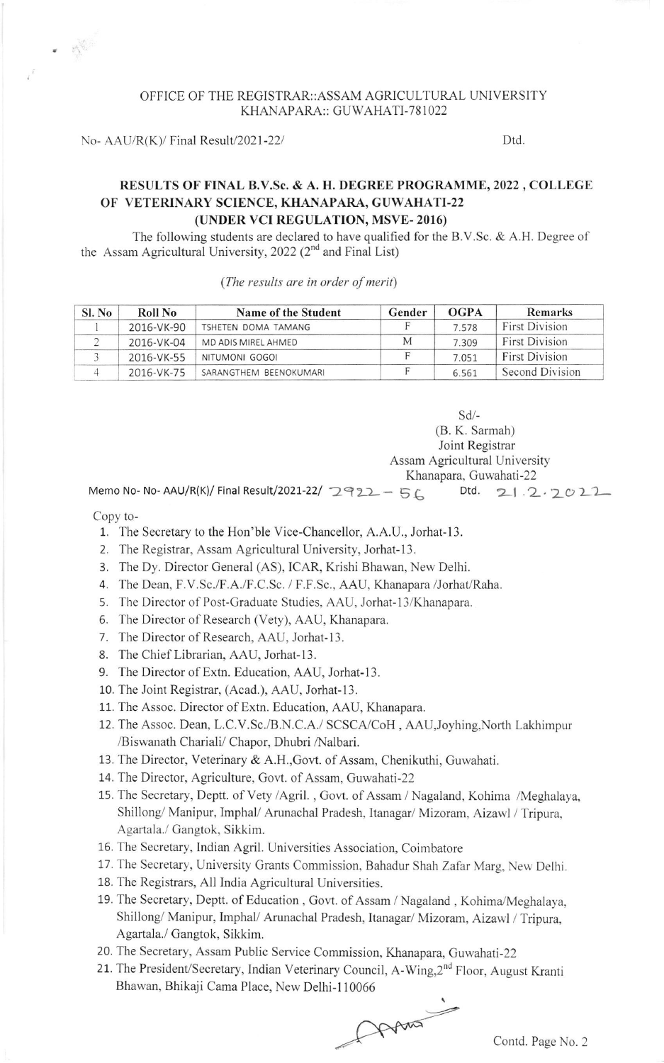OFFICE OF THE REGISTRAR::ASSAM AGRICULTURAL UNIVERSITY
KHANAPARA:: GUWAHATI-781022

No- AAU/R(K)/ Final Result/2021-22/ Dtd.

## RESULTS OF FINAL B.V.Sc. & A. H. DEGREE PROGRAMME, 2022 , COLLEGE OF VETERINARY SCIENCE, KHANAPARA, GUWAHATI-22 (UNDER VCI REGULATION, MSVE- 2016)

The following students are declared to have qualified for the B.V.Sc. & A.H. Degree of the Assam Agricultural University, 2022 (2nd and Final List)

*(The results are in order of merit)*

| Sl. No | Roll No | Name of the Student | Gender | OGPA | Remarks |
|---|---|---|---|---|---|
| 1 | 2016-VK-90 | TSHETEN DOMA TAMANG | F | 7.578 | First Division |
| 2 | 2016-VK-04 | MD ADIS MIREL AHMED | M | 7.309 | First Division |
| 3 | 2016-VK-55 | NITUMONI GOGOI | F | 7.051 | First Division |
| 4 | 2016-VK-75 | SARANGTHEM BEENOKUMARI | F | 6.561 | Second Division |

Sd/-
(B. K. Sarmah)
Joint Registrar
Assam Agricultural University
Khanapara, Guwahati-22

Memo No- No- AAU/R(K)/ Final Result/2021-22/ 2922 – 56 Dtd. 21.2.2022

Copy to-

1. The Secretary to the Hon'ble Vice-Chancellor, A.A.U., Jorhat-13.
2. The Registrar, Assam Agricultural University, Jorhat-13.
3. The Dy. Director General (AS), ICAR, Krishi Bhawan, New Delhi.
4. The Dean, F.V.Sc./F.A./F.C.Sc. / F.F.Sc., AAU, Khanapara /Jorhat/Raha.
5. The Director of Post-Graduate Studies, AAU, Jorhat-13/Khanapara.
6. The Director of Research (Vety), AAU, Khanapara.
7. The Director of Research, AAU, Jorhat-13.
8. The Chief Librarian, AAU, Jorhat-13.
9. The Director of Extn. Education, AAU, Jorhat-13.
10. The Joint Registrar, (Acad.), AAU, Jorhat-13.
11. The Assoc. Director of Extn. Education, AAU, Khanapara.
12. The Assoc. Dean, L.C.V.Sc./B.N.C.A./ SCSCA/CoH , AAU,Joyhing,North Lakhimpur /Biswanath Chariali/ Chapor, Dhubri /Nalbari.
13. The Director, Veterinary & A.H.,Govt. of Assam, Chenikuthi, Guwahati.
14. The Director, Agriculture, Govt. of Assam, Guwahati-22
15. The Secretary, Deptt. of Vety /Agril. , Govt. of Assam / Nagaland, Kohima /Meghalaya, Shillong/ Manipur, Imphal/ Arunachal Pradesh, Itanagar/ Mizoram, Aizawl / Tripura, Agartala./ Gangtok, Sikkim.
16. The Secretary, Indian Agril. Universities Association, Coimbatore
17. The Secretary, University Grants Commission, Bahadur Shah Zafar Marg, New Delhi.
18. The Registrars, All India Agricultural Universities.
19. The Secretary, Deptt. of Education , Govt. of Assam / Nagaland , Kohima/Meghalaya, Shillong/ Manipur, Imphal/ Arunachal Pradesh, Itanagar/ Mizoram, Aizawl / Tripura, Agartala./ Gangtok, Sikkim.
20. The Secretary, Assam Public Service Commission, Khanapara, Guwahati-22
21. The President/Secretary, Indian Veterinary Council, A-Wing,2nd Floor, August Kranti Bhawan, Bhikaji Cama Place, New Delhi-110066

Contd. Page No. 2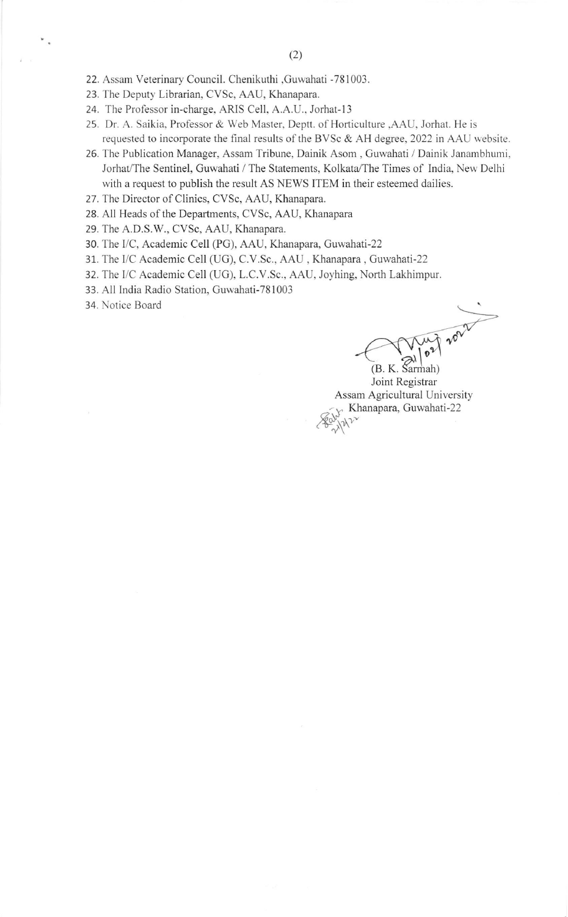22. Assam Veterinary Council. Chenikuthi ,Guwahati -781003.
23. The Deputy Librarian, CVSc, AAU, Khanapara.
24. The Professor in-charge, ARIS Cell, A.A.U., Jorhat-13
25. Dr. A. Saikia, Professor & Web Master, Deptt. of Horticulture ,AAU, Jorhat. He is requested to incorporate the final results of the BVSc & AH degree, 2022 in AAU website.
26. The Publication Manager, Assam Tribune, Dainik Asom , Guwahati / Dainik Janambhumi, Jorhat/The Sentinel, Guwahati / The Statements, Kolkata/The Times of India, New Delhi with a request to publish the result AS NEWS ITEM in their esteemed dailies.
27. The Director of Clinics, CVSc, AAU, Khanapara.
28. All Heads of the Departments, CVSc, AAU, Khanapara
29. The A.D.S.W., CVSc, AAU, Khanapara.
30. The I/C, Academic Cell (PG), AAU, Khanapara, Guwahati-22
31. The I/C Academic Cell (UG), C.V.Sc., AAU , Khanapara , Guwahati-22
32. The I/C Academic Cell (UG), L.C.V.Sc., AAU, Joyhing, North Lakhimpur.
33. All India Radio Station, Guwahati-781003
34. Notice Board

21/02/2022

(B. K. Sarmah)
Joint Registrar
Assam Agricultural University
Khanapara, Guwahati-22